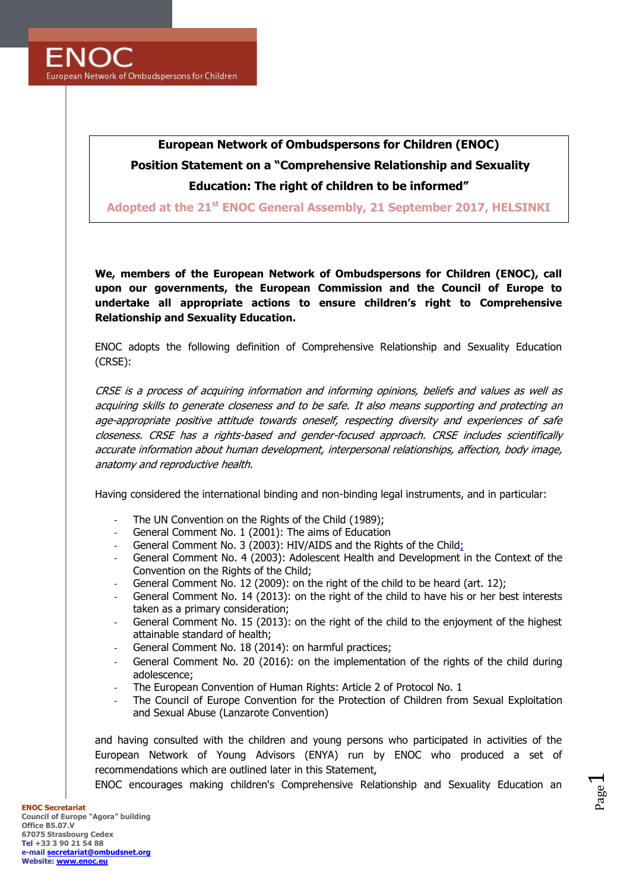# European Network of Ombudspersons for Children (ENOC)

## Position Statement on a "Comprehensive Relationship and Sexuality Education: The right of children to be informed"

**Adopted at the 21st ENOC General Assembly, 21 September 2017, HELSINKI**

**We, members of the European Network of Ombudspersons for Children (ENOC), call upon our governments, the European Commission and the Council of Europe to undertake all appropriate actions to ensure children's right to Comprehensive Relationship and Sexuality Education.**

ENOC adopts the following definition of Comprehensive Relationship and Sexuality Education (CRSE):

*CRSE is a process of acquiring information and informing opinions, beliefs and values as well as acquiring skills to generate closeness and to be safe. It also means supporting and protecting an age-appropriate positive attitude towards oneself, respecting diversity and experiences of safe closeness. CRSE has a rights-based and gender-focused approach. CRSE includes scientifically accurate information about human development, interpersonal relationships, affection, body image, anatomy and reproductive health.*

Having considered the international binding and non-binding legal instruments, and in particular:

- The UN Convention on the Rights of the Child (1989);
- General Comment No. 1 (2001): The aims of Education
- General Comment No. 3 (2003): HIV/AIDS and the Rights of the Child;
- General Comment No. 4 (2003): Adolescent Health and Development in the Context of the Convention on the Rights of the Child;
- General Comment No. 12 (2009): on the right of the child to be heard (art. 12);
- General Comment No. 14 (2013): on the right of the child to have his or her best interests taken as a primary consideration;
- General Comment No. 15 (2013): on the right of the child to the enjoyment of the highest attainable standard of health;
- General Comment No. 18 (2014): on harmful practices;
- General Comment No. 20 (2016): on the implementation of the rights of the child during adolescence;
- The European Convention of Human Rights: Article 2 of Protocol No. 1
- The Council of Europe Convention for the Protection of Children from Sexual Exploitation and Sexual Abuse (Lanzarote Convention)

and having consulted with the children and young persons who participated in activities of the European Network of Young Advisors (ENYA) run by ENOC who produced a set of recommendations which are outlined later in this Statement,

ENOC encourages making children's Comprehensive Relationship and Sexuality Education an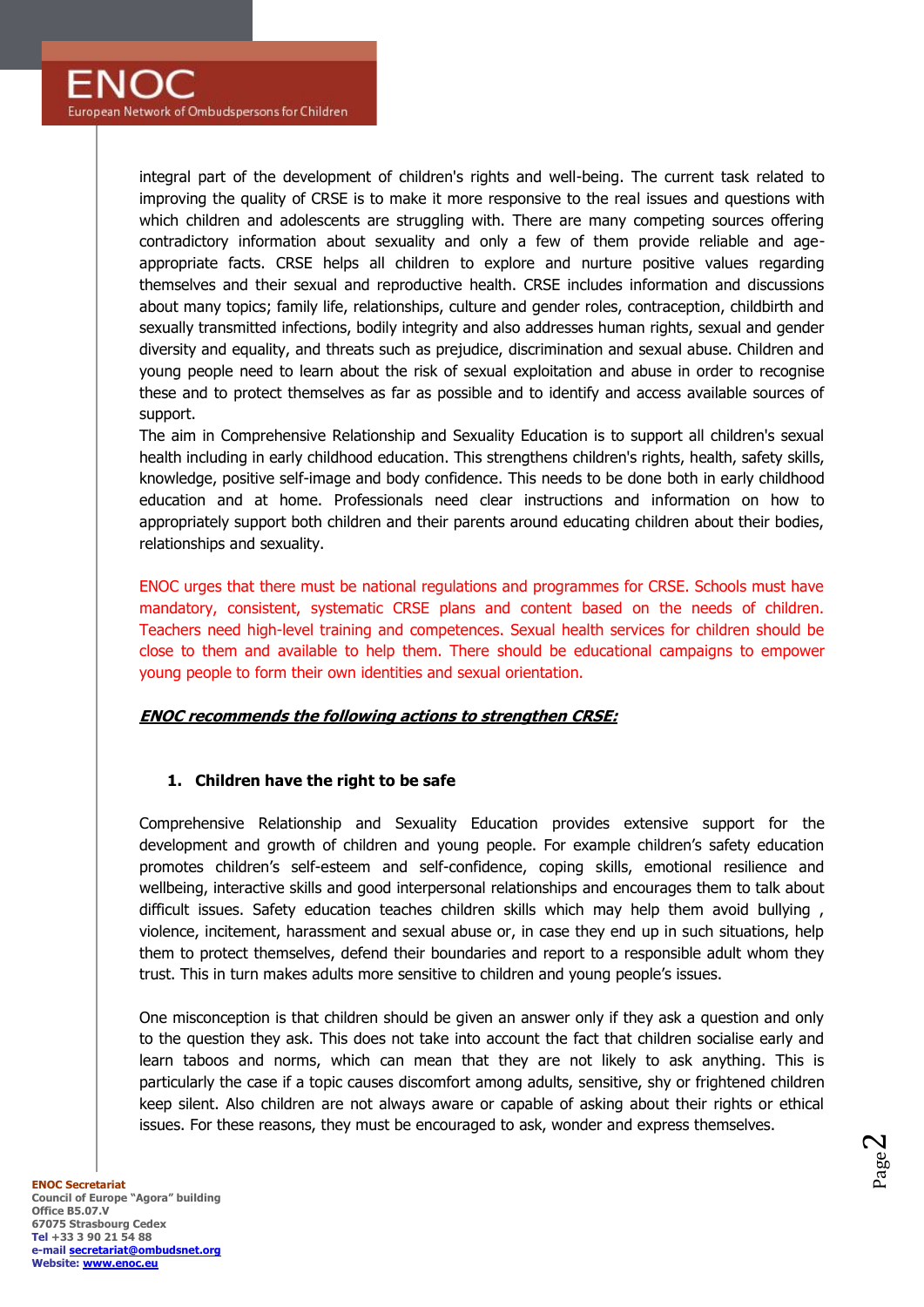integral part of the development of children's rights and well-being. The current task related to improving the quality of CRSE is to make it more responsive to the real issues and questions with which children and adolescents are struggling with. There are many competing sources offering contradictory information about sexuality and only a few of them provide reliable and age-appropriate facts. CRSE helps all children to explore and nurture positive values regarding themselves and their sexual and reproductive health. CRSE includes information and discussions about many topics; family life, relationships, culture and gender roles, contraception, childbirth and sexually transmitted infections, bodily integrity and also addresses human rights, sexual and gender diversity and equality, and threats such as prejudice, discrimination and sexual abuse. Children and young people need to learn about the risk of sexual exploitation and abuse in order to recognise these and to protect themselves as far as possible and to identify and access available sources of support.

The aim in Comprehensive Relationship and Sexuality Education is to support all children's sexual health including in early childhood education. This strengthens children's rights, health, safety skills, knowledge, positive self-image and body confidence. This needs to be done both in early childhood education and at home. Professionals need clear instructions and information on how to appropriately support both children and their parents around educating children about their bodies, relationships and sexuality.

ENOC urges that there must be national regulations and programmes for CRSE. Schools must have mandatory, consistent, systematic CRSE plans and content based on the needs of children. Teachers need high-level training and competences. Sexual health services for children should be close to them and available to help them. There should be educational campaigns to empower young people to form their own identities and sexual orientation.

***ENOC recommends the following actions to strengthen CRSE:***

1. **Children have the right to be safe**

Comprehensive Relationship and Sexuality Education provides extensive support for the development and growth of children and young people. For example children's safety education promotes children's self-esteem and self-confidence, coping skills, emotional resilience and wellbeing, interactive skills and good interpersonal relationships and encourages them to talk about difficult issues. Safety education teaches children skills which may help them avoid bullying , violence, incitement, harassment and sexual abuse or, in case they end up in such situations, help them to protect themselves, defend their boundaries and report to a responsible adult whom they trust. This in turn makes adults more sensitive to children and young people's issues.

One misconception is that children should be given an answer only if they ask a question and only to the question they ask. This does not take into account the fact that children socialise early and learn taboos and norms, which can mean that they are not likely to ask anything. This is particularly the case if a topic causes discomfort among adults, sensitive, shy or frightened children keep silent. Also children are not always aware or capable of asking about their rights or ethical issues. For these reasons, they must be encouraged to ask, wonder and express themselves.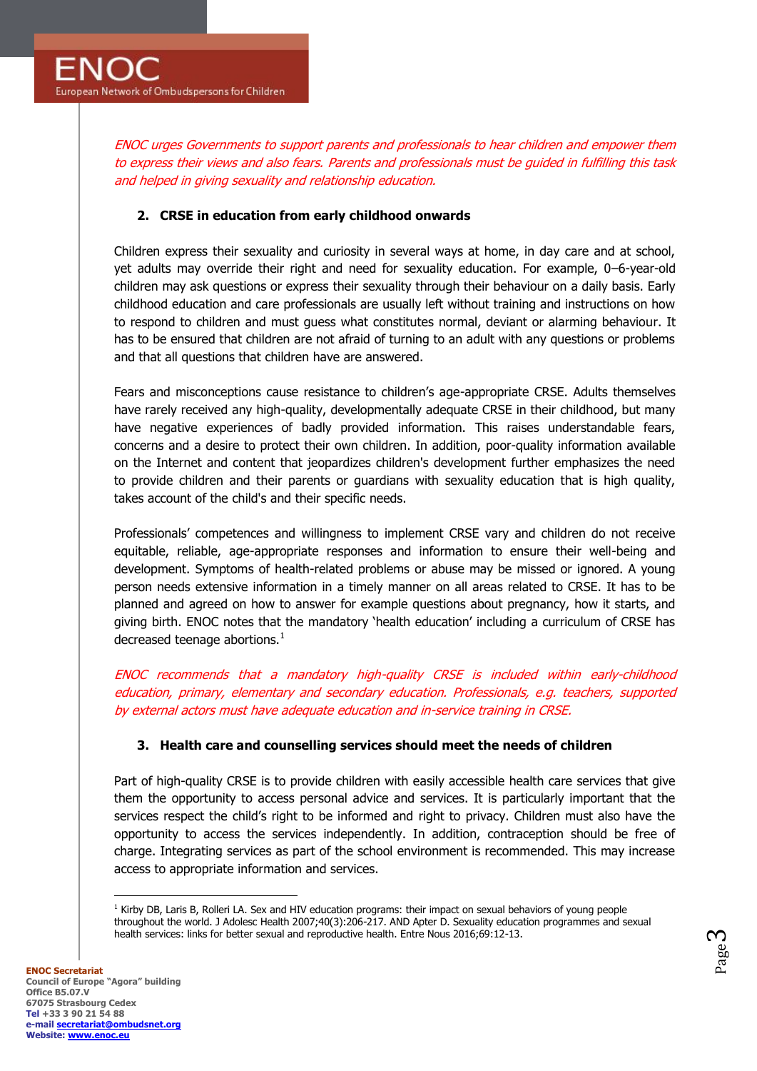*ENOC urges Governments to support parents and professionals to hear children and empower them to express their views and also fears. Parents and professionals must be guided in fulfilling this task and helped in giving sexuality and relationship education.*

## 2. CRSE in education from early childhood onwards

Children express their sexuality and curiosity in several ways at home, in day care and at school, yet adults may override their right and need for sexuality education. For example, 0–6-year-old children may ask questions or express their sexuality through their behaviour on a daily basis. Early childhood education and care professionals are usually left without training and instructions on how to respond to children and must guess what constitutes normal, deviant or alarming behaviour. It has to be ensured that children are not afraid of turning to an adult with any questions or problems and that all questions that children have are answered.

Fears and misconceptions cause resistance to children's age-appropriate CRSE. Adults themselves have rarely received any high-quality, developmentally adequate CRSE in their childhood, but many have negative experiences of badly provided information. This raises understandable fears, concerns and a desire to protect their own children. In addition, poor-quality information available on the Internet and content that jeopardizes children's development further emphasizes the need to provide children and their parents or guardians with sexuality education that is high quality, takes account of the child's and their specific needs.

Professionals' competences and willingness to implement CRSE vary and children do not receive equitable, reliable, age-appropriate responses and information to ensure their well-being and development. Symptoms of health-related problems or abuse may be missed or ignored. A young person needs extensive information in a timely manner on all areas related to CRSE. It has to be planned and agreed on how to answer for example questions about pregnancy, how it starts, and giving birth. ENOC notes that the mandatory 'health education' including a curriculum of CRSE has decreased teenage abortions.[1]

*ENOC recommends that a mandatory high-quality CRSE is included within early-childhood education, primary, elementary and secondary education. Professionals, e.g. teachers, supported by external actors must have adequate education and in-service training in CRSE.*

## 3. Health care and counselling services should meet the needs of children

Part of high-quality CRSE is to provide children with easily accessible health care services that give them the opportunity to access personal advice and services. It is particularly important that the services respect the child's right to be informed and right to privacy. Children must also have the opportunity to access the services independently. In addition, contraception should be free of charge. Integrating services as part of the school environment is recommended. This may increase access to appropriate information and services.

---

[1] Kirby DB, Laris B, Rolleri LA. Sex and HIV education programs: their impact on sexual behaviors of young people throughout the world. J Adolesc Health 2007;40(3):206-217. AND Apter D. Sexuality education programmes and sexual health services: links for better sexual and reproductive health. Entre Nous 2016;69:12-13.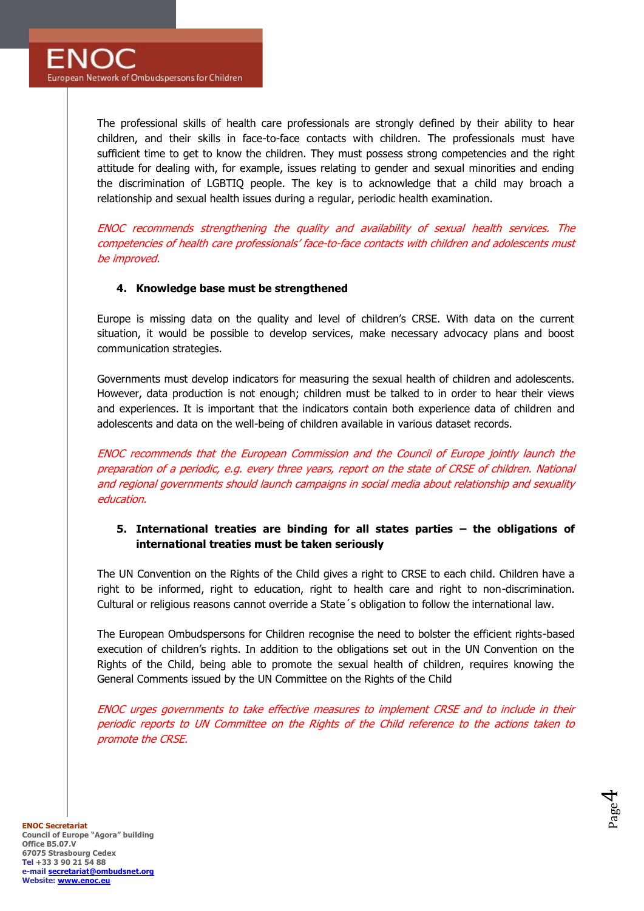The professional skills of health care professionals are strongly defined by their ability to hear children, and their skills in face-to-face contacts with children. The professionals must have sufficient time to get to know the children. They must possess strong competencies and the right attitude for dealing with, for example, issues relating to gender and sexual minorities and ending the discrimination of LGBTIQ people. The key is to acknowledge that a child may broach a relationship and sexual health issues during a regular, periodic health examination.

*ENOC recommends strengthening the quality and availability of sexual health services. The competencies of health care professionals' face-to-face contacts with children and adolescents must be improved.*

#### 4. Knowledge base must be strengthened

Europe is missing data on the quality and level of children's CRSE. With data on the current situation, it would be possible to develop services, make necessary advocacy plans and boost communication strategies.

Governments must develop indicators for measuring the sexual health of children and adolescents. However, data production is not enough; children must be talked to in order to hear their views and experiences. It is important that the indicators contain both experience data of children and adolescents and data on the well-being of children available in various dataset records.

*ENOC recommends that the European Commission and the Council of Europe jointly launch the preparation of a periodic, e.g. every three years, report on the state of CRSE of children. National and regional governments should launch campaigns in social media about relationship and sexuality education.*

#### 5. International treaties are binding for all states parties – the obligations of international treaties must be taken seriously

The UN Convention on the Rights of the Child gives a right to CRSE to each child. Children have a right to be informed, right to education, right to health care and right to non-discrimination. Cultural or religious reasons cannot override a State´s obligation to follow the international law.

The European Ombudspersons for Children recognise the need to bolster the efficient rights-based execution of children's rights. In addition to the obligations set out in the UN Convention on the Rights of the Child, being able to promote the sexual health of children, requires knowing the General Comments issued by the UN Committee on the Rights of the Child

*ENOC urges governments to take effective measures to implement CRSE and to include in their periodic reports to UN Committee on the Rights of the Child reference to the actions taken to promote the CRSE.*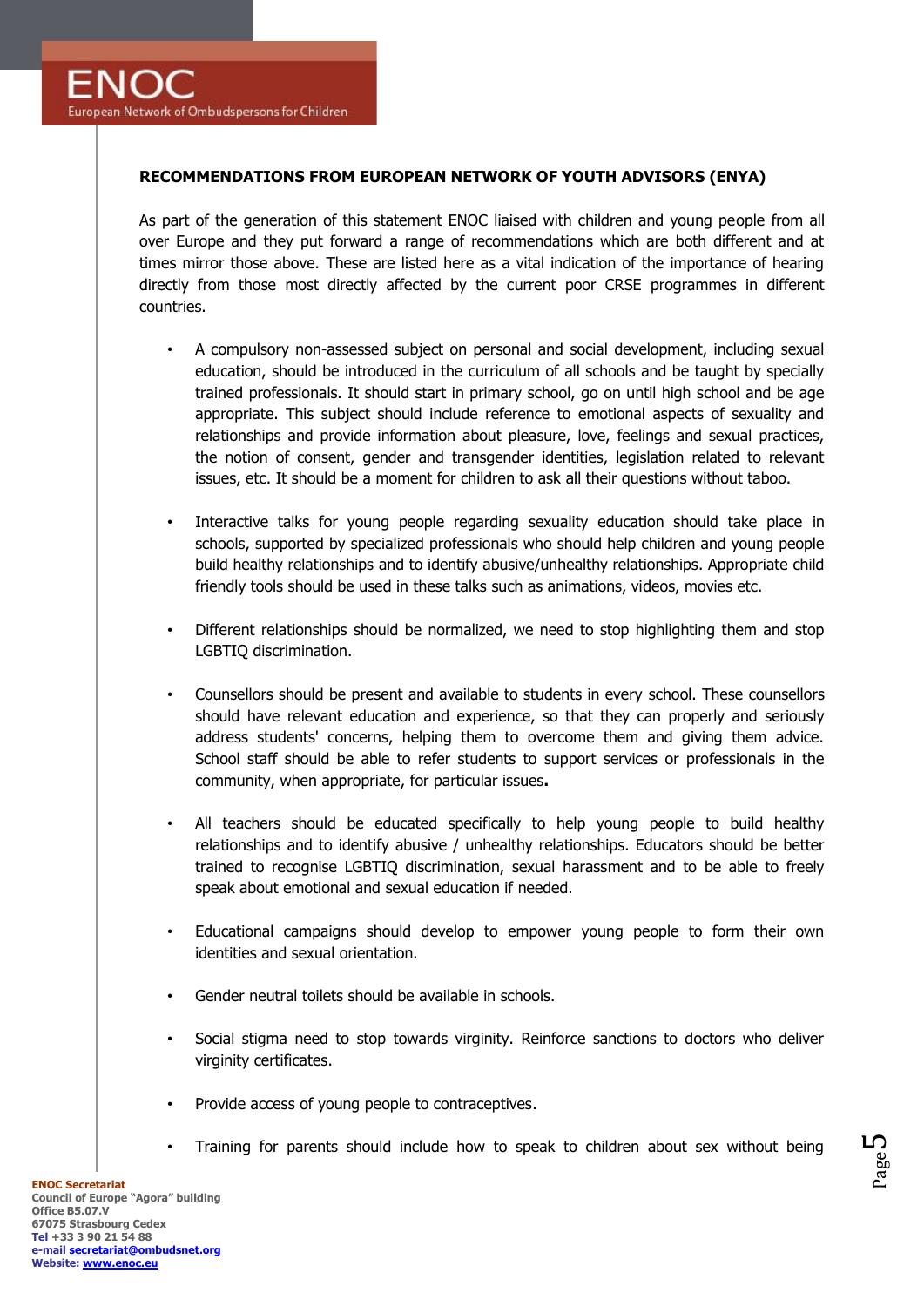**RECOMMENDATIONS FROM EUROPEAN NETWORK OF YOUTH ADVISORS (ENYA)**

As part of the generation of this statement ENOC liaised with children and young people from all over Europe and they put forward a range of recommendations which are both different and at times mirror those above. These are listed here as a vital indication of the importance of hearing directly from those most directly affected by the current poor CRSE programmes in different countries.

- A compulsory non-assessed subject on personal and social development, including sexual education, should be introduced in the curriculum of all schools and be taught by specially trained professionals. It should start in primary school, go on until high school and be age appropriate. This subject should include reference to emotional aspects of sexuality and relationships and provide information about pleasure, love, feelings and sexual practices, the notion of consent, gender and transgender identities, legislation related to relevant issues, etc. It should be a moment for children to ask all their questions without taboo.

- Interactive talks for young people regarding sexuality education should take place in schools, supported by specialized professionals who should help children and young people build healthy relationships and to identify abusive/unhealthy relationships. Appropriate child friendly tools should be used in these talks such as animations, videos, movies etc.

- Different relationships should be normalized, we need to stop highlighting them and stop LGBTIQ discrimination.

- Counsellors should be present and available to students in every school. These counsellors should have relevant education and experience, so that they can properly and seriously address students' concerns, helping them to overcome them and giving them advice. School staff should be able to refer students to support services or professionals in the community, when appropriate, for particular issues.

- All teachers should be educated specifically to help young people to build healthy relationships and to identify abusive / unhealthy relationships. Educators should be better trained to recognise LGBTIQ discrimination, sexual harassment and to be able to freely speak about emotional and sexual education if needed.

- Educational campaigns should develop to empower young people to form their own identities and sexual orientation.

- Gender neutral toilets should be available in schools.

- Social stigma need to stop towards virginity. Reinforce sanctions to doctors who deliver virginity certificates.

- Provide access of young people to contraceptives.

- Training for parents should include how to speak to children about sex without being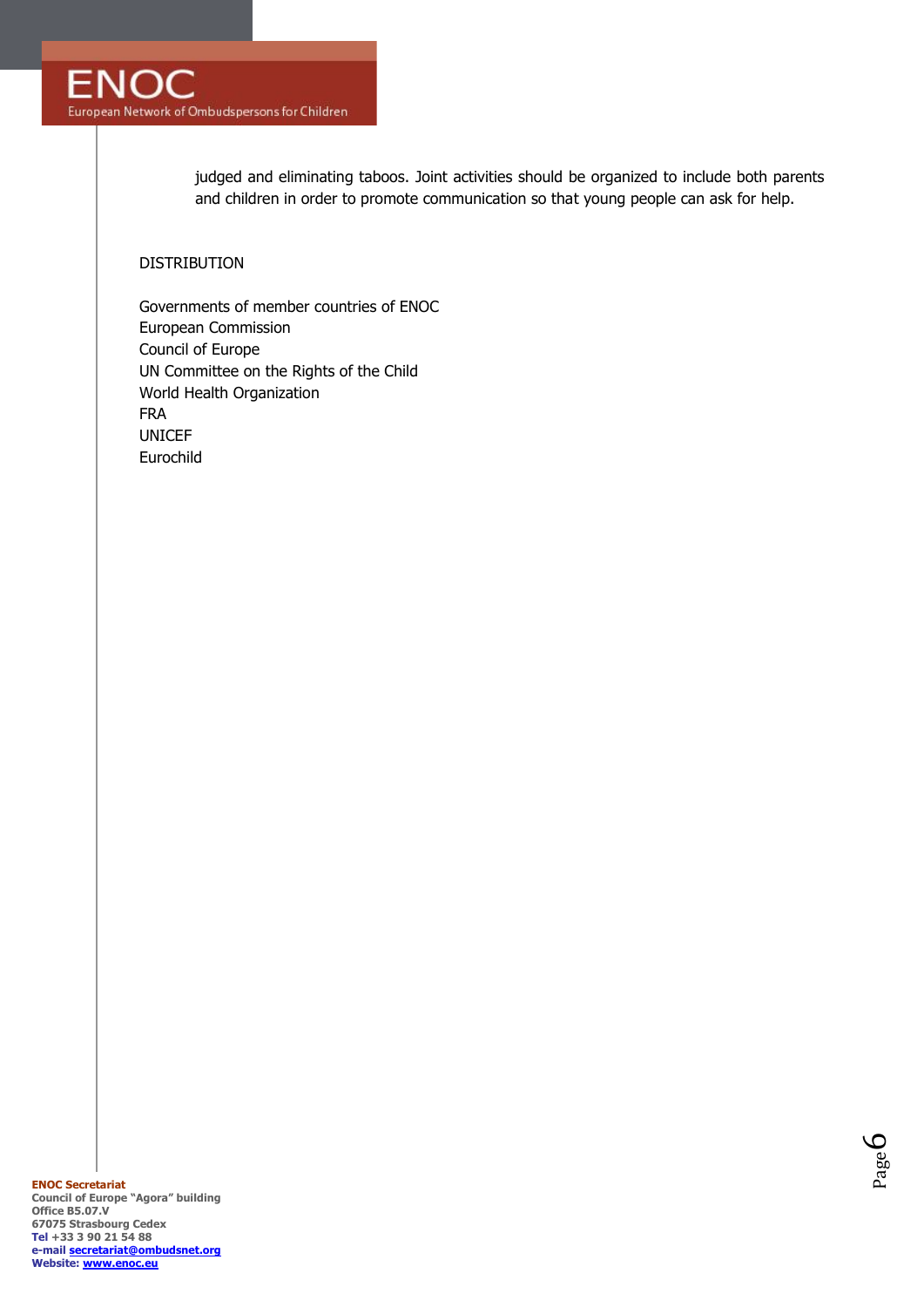judged and eliminating taboos. Joint activities should be organized to include both parents and children in order to promote communication so that young people can ask for help.

DISTRIBUTION

Governments of member countries of ENOC
European Commission
Council of Europe
UN Committee on the Rights of the Child
World Health Organization
FRA
UNICEF
Eurochild